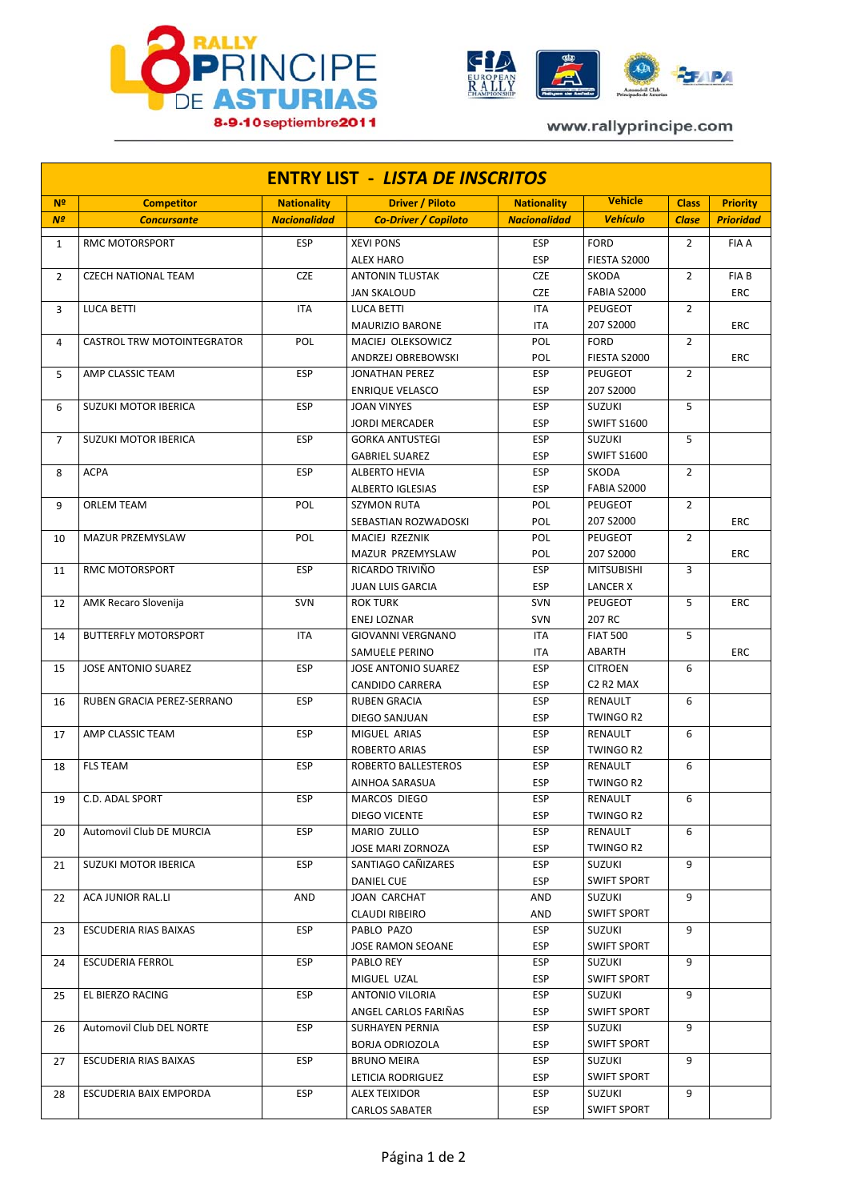RALLY 48 PRINCIPE DE ASTURIAS

8-9-10 septiembre 2011

www.rallyprincipe.com

# ENTRY LIST - *LISTA DE INSCRITOS*

| Nº | Competitor | Nationality | Driver / Piloto | Nationality | Vehicle | Class | Priority |
|---|---|---|---|---|---|---|---|
| *Nº* | *Concursante* | *Nacionalidad* | *Co-Driver / Copiloto* | *Nacionalidad* | *Vehículo* | *Clase* | *Prioridad* |
| 1 | RMC MOTORSPORT | ESP | XEVI PONS | ESP | FORD | 2 | FIA A |
| | | | ALEX HARO | ESP | FIESTA S2000 | | |
| 2 | CZECH NATIONAL TEAM | CZE | ANTONIN TLUSTAK | CZE | SKODA | 2 | FIA B |
| | | | JAN SKALOUD | CZE | FABIA S2000 | | ERC |
| 3 | LUCA BETTI | ITA | LUCA BETTI | ITA | PEUGEOT | 2 | |
| | | | MAURIZIO BARONE | ITA | 207 S2000 | | ERC |
| 4 | CASTROL TRW MOTOINTEGRATOR | POL | MACIEJ OLEKSOWICZ | POL | FORD | 2 | |
| | | | ANDRZEJ OBREBOWSKI | POL | FIESTA S2000 | | ERC |
| 5 | AMP CLASSIC TEAM | ESP | JONATHAN PEREZ | ESP | PEUGEOT | 2 | |
| | | | ENRIQUE VELASCO | ESP | 207 S2000 | | |
| 6 | SUZUKI MOTOR IBERICA | ESP | JOAN VINYES | ESP | SUZUKI | 5 | |
| | | | JORDI MERCADER | ESP | SWIFT S1600 | | |
| 7 | SUZUKI MOTOR IBERICA | ESP | GORKA ANTUSTEGI | ESP | SUZUKI | 5 | |
| | | | GABRIEL SUAREZ | ESP | SWIFT S1600 | | |
| 8 | ACPA | ESP | ALBERTO HEVIA | ESP | SKODA | 2 | |
| | | | ALBERTO IGLESIAS | ESP | FABIA S2000 | | |
| 9 | ORLEM TEAM | POL | SZYMON RUTA | POL | PEUGEOT | 2 | |
| | | | SEBASTIAN ROZWADOSKI | POL | 207 S2000 | | ERC |
| 10 | MAZUR PRZEMYSLAW | POL | MACIEJ RZEZNIK | POL | PEUGEOT | 2 | |
| | | | MAZUR PRZEMYSLAW | POL | 207 S2000 | | ERC |
| 11 | RMC MOTORSPORT | ESP | RICARDO TRIVIÑO | ESP | MITSUBISHI | 3 | |
| | | | JUAN LUIS GARCIA | ESP | LANCER X | | |
| 12 | AMK Recaro Slovenija | SVN | ROK TURK | SVN | PEUGEOT | 5 | ERC |
| | | | ENEJ LOZNAR | SVN | 207 RC | | |
| 14 | BUTTERFLY MOTORSPORT | ITA | GIOVANNI VERGNANO | ITA | FIAT 500 | 5 | |
| | | | SAMUELE PERINO | ITA | ABARTH | | ERC |
| 15 | JOSE ANTONIO SUAREZ | ESP | JOSE ANTONIO SUAREZ | ESP | CITROEN | 6 | |
| | | | CANDIDO CARRERA | ESP | C2 R2 MAX | | |
| 16 | RUBEN GRACIA PEREZ-SERRANO | ESP | RUBEN GRACIA | ESP | RENAULT | 6 | |
| | | | DIEGO SANJUAN | ESP | TWINGO R2 | | |
| 17 | AMP CLASSIC TEAM | ESP | MIGUEL ARIAS | ESP | RENAULT | 6 | |
| | | | ROBERTO ARIAS | ESP | TWINGO R2 | | |
| 18 | FLS TEAM | ESP | ROBERTO BALLESTEROS | ESP | RENAULT | 6 | |
| | | | AINHOA SARASUA | ESP | TWINGO R2 | | |
| 19 | C.D. ADAL SPORT | ESP | MARCOS DIEGO | ESP | RENAULT | 6 | |
| | | | DIEGO VICENTE | ESP | TWINGO R2 | | |
| 20 | Automovil Club DE MURCIA | ESP | MARIO ZULLO | ESP | RENAULT | 6 | |
| | | | JOSE MARI ZORNOZA | ESP | TWINGO R2 | | |
| 21 | SUZUKI MOTOR IBERICA | ESP | SANTIAGO CAÑIZARES | ESP | SUZUKI | 9 | |
| | | | DANIEL CUE | ESP | SWIFT SPORT | | |
| 22 | ACA JUNIOR RAL.LI | AND | JOAN CARCHAT | AND | SUZUKI | 9 | |
| | | | CLAUDI RIBEIRO | AND | SWIFT SPORT | | |
| 23 | ESCUDERIA RIAS BAIXAS | ESP | PABLO PAZO | ESP | SUZUKI | 9 | |
| | | | JOSE RAMON SEOANE | ESP | SWIFT SPORT | | |
| 24 | ESCUDERIA FERROL | ESP | PABLO REY | ESP | SUZUKI | 9 | |
| | | | MIGUEL UZAL | ESP | SWIFT SPORT | | |
| 25 | EL BIERZO RACING | ESP | ANTONIO VILORIA | ESP | SUZUKI | 9 | |
| | | | ANGEL CARLOS FARIÑAS | ESP | SWIFT SPORT | | |
| 26 | Automovil Club DEL NORTE | ESP | SURHAYEN PERNIA | ESP | SUZUKI | 9 | |
| | | | BORJA ODRIOZOLA | ESP | SWIFT SPORT | | |
| 27 | ESCUDERIA RIAS BAIXAS | ESP | BRUNO MEIRA | ESP | SUZUKI | 9 | |
| | | | LETICIA RODRIGUEZ | ESP | SWIFT SPORT | | |
| 28 | ESCUDERIA BAIX EMPORDA | ESP | ALEX TEIXIDOR | ESP | SUZUKI | 9 | |
| | | | CARLOS SABATER | ESP | SWIFT SPORT | | |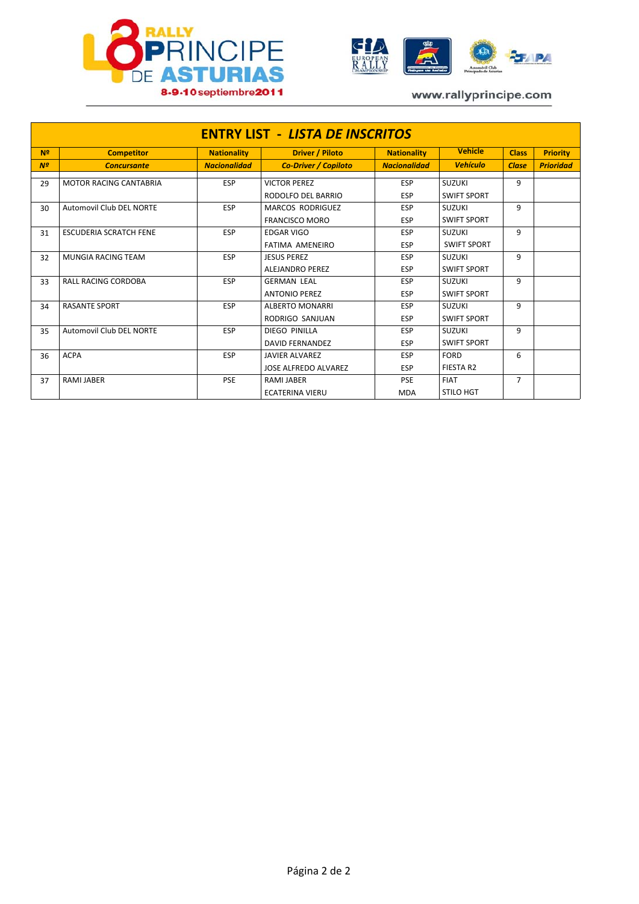8 RALLY PRINCIPE DE ASTURIAS

8-9-10 septiembre 2011

www.rallyprincipe.com

## ENTRY LIST - *LISTA DE INSCRITOS*

| Nº | Competitor | Nationality | Driver / Piloto | Nationality | Vehicle | Class | Priority |
|---|---|---|---|---|---|---|---|
| *Nº* | *Concursante* | *Nacionalidad* | *Co-Driver / Copiloto* | *Nacionalidad* | *Vehículo* | *Clase* | *Prioridad* |
| 29 | MOTOR RACING CANTABRIA | ESP | VICTOR PEREZ | ESP | SUZUKI | 9 | |
| | | | RODOLFO DEL BARRIO | ESP | SWIFT SPORT | | |
| 30 | Automovil Club DEL NORTE | ESP | MARCOS RODRIGUEZ | ESP | SUZUKI | 9 | |
| | | | FRANCISCO MORO | ESP | SWIFT SPORT | | |
| 31 | ESCUDERIA SCRATCH FENE | ESP | EDGAR VIGO | ESP | SUZUKI | 9 | |
| | | | FATIMA AMENEIRO | ESP | SWIFT SPORT | | |
| 32 | MUNGIA RACING TEAM | ESP | JESUS PEREZ | ESP | SUZUKI | 9 | |
| | | | ALEJANDRO PEREZ | ESP | SWIFT SPORT | | |
| 33 | RALL RACING CORDOBA | ESP | GERMAN LEAL | ESP | SUZUKI | 9 | |
| | | | ANTONIO PEREZ | ESP | SWIFT SPORT | | |
| 34 | RASANTE SPORT | ESP | ALBERTO MONARRI | ESP | SUZUKI | 9 | |
| | | | RODRIGO SANJUAN | ESP | SWIFT SPORT | | |
| 35 | Automovil Club DEL NORTE | ESP | DIEGO PINILLA | ESP | SUZUKI | 9 | |
| | | | DAVID FERNANDEZ | ESP | SWIFT SPORT | | |
| 36 | ACPA | ESP | JAVIER ALVAREZ | ESP | FORD | 6 | |
| | | | JOSE ALFREDO ALVAREZ | ESP | FIESTA R2 | | |
| 37 | RAMI JABER | PSE | RAMI JABER | PSE | FIAT | 7 | |
| | | | ECATERINA VIERU | MDA | STILO HGT | | |